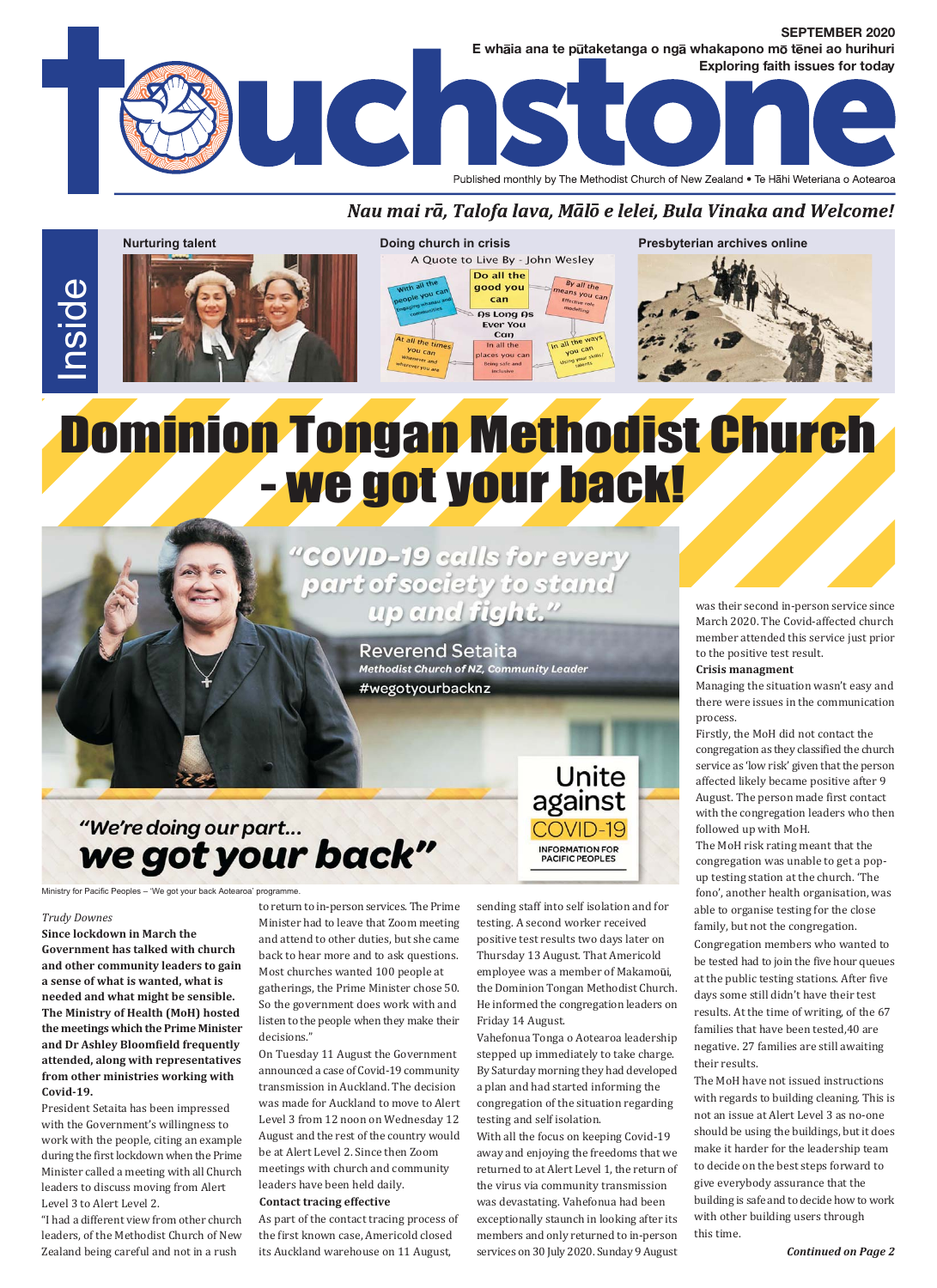# Touchstone

**SEPTEMBER 2020**

**E whāia ana te pūtaketanga o ngā whakapono mō tēnei ao hurihuri**

**Exploring faith issues for today**

Published monthly by The Methodist Church of New Zealand • Te Hāhi Weteriana o Aotearoa

*Nau mai rā, Talofa lava, Mālō e lelei, Bula Vinaka and Welcome!*

**Inside**

- Nurturing talent
- Doing church in crisis
- Presbyterian archives online

# Dominion Tongan Methodist Church - we got your back!

"COVID-19 calls for every part of society to stand up and fight."

Reverend Setaita
Methodist Church of NZ, Community Leader
#wegotyourbacknz

"We're doing our part... we got your back"

Unite against COVID-19 — INFORMATION FOR PACIFIC PEOPLES

Ministry for Pacific Peoples – 'We got your back Aotearoa' programme.

*Trudy Downes*

**Since lockdown in March the Government has talked with church and other community leaders to gain a sense of what is wanted, what is needed and what might be sensible. The Ministry of Health (MoH) hosted the meetings which the Prime Minister and Dr Ashley Bloomfield frequently attended, along with representatives from other ministries working with Covid-19.**

President Setaita has been impressed with the Government's willingness to work with the people, citing an example during the first lockdown when the Prime Minister called a meeting with all Church leaders to discuss moving from Alert Level 3 to Alert Level 2.

"I had a different view from other church leaders, of the Methodist Church of New Zealand being careful and not in a rush to return to in-person services. The Prime Minister had to leave that Zoom meeting and attend to other duties, but she came back to hear more and to ask questions. Most churches wanted 100 people at gatherings, the Prime Minister chose 50. So the government does work with and listen to the people when they make their decisions."

On Tuesday 11 August the Government announced a case of Covid-19 community transmission in Auckland. The decision was made for Auckland to move to Alert Level 3 from 12 noon on Wednesday 12 August and the rest of the country would be at Alert Level 2. Since then Zoom meetings with church and community leaders have been held daily.

**Contact tracing effective**

As part of the contact tracing process of the first known case, Americold closed its Auckland warehouse on 11 August, sending staff into self isolation and for testing. A second worker received positive test results two days later on Thursday 13 August. That Americold employee was a member of Makamoūi, the Dominion Tongan Methodist Church. He informed the congregation leaders on Friday 14 August.

Vahefonua Tonga o Aotearoa leadership stepped up immediately to take charge. By Saturday morning they had developed a plan and had started informing the congregation of the situation regarding testing and self isolation.

With all the focus on keeping Covid-19 away and enjoying the freedoms that we returned to at Alert Level 1, the return of the virus via community transmission was devastating. Vahefonua had been exceptionally staunch in looking after its members and only returned to in-person services on 30 July 2020. Sunday 9 August was their second in-person service since March 2020. The Covid-affected church member attended this service just prior to the positive test result.

**Crisis managment**

Managing the situation wasn't easy and there were issues in the communication process.

Firstly, the MoH did not contact the congregation as they classified the church service as 'low risk' given that the person affected likely became positive after 9 August. The person made first contact with the congregation leaders who then followed up with MoH.

The MoH risk rating meant that the congregation was unable to get a pop-up testing station at the church. 'The fono', another health organisation, was able to organise testing for the close family, but not the congregation.

Congregation members who wanted to be tested had to join the five hour queues at the public testing stations. After five days some still didn't have their test results. At the time of writing, of the 67 families that have been tested,40 are negative. 27 families are still awaiting their results.

The MoH have not issued instructions with regards to building cleaning. This is not an issue at Alert Level 3 as no-one should be using the buildings, but it does make it harder for the leadership team to decide on the best steps forward to give everybody assurance that the building is safe and to decide how to work with other building users through this time.

***Continued on Page 2***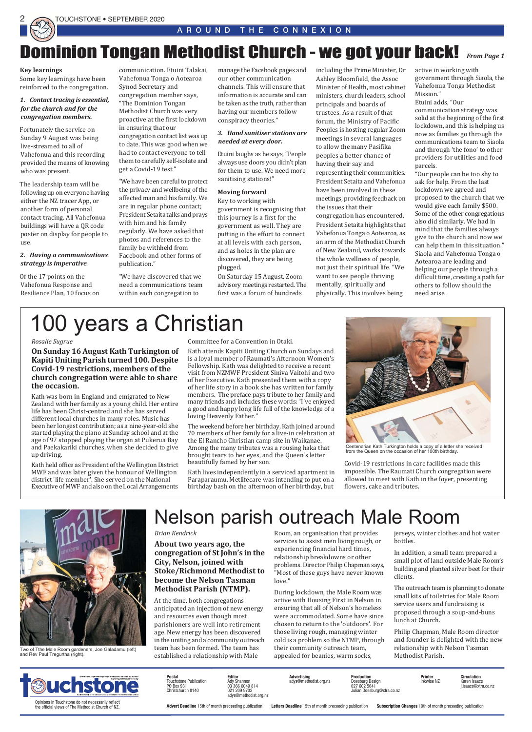AROUND THE CONNEXION

# Dominion Tongan Methodist Church - we got your back!

*From Page 1*

**Key learnings**

Some key learnings have been reinforced to the congregation.

***1. Contact tracing is essential, for the church and for the congregation members.***

Fortunately the service on Sunday 9 August was being live-streamed to all of Vahefonua and this recording provided the means of knowing who was present.

The leadership team will be following up on everyone having either the NZ tracer App, or another form of personal contact tracing. All Vahefonua buildings will have a QR code poster on display for people to use.

***2. Having a communications strategy is imperative.***

Of the 17 points on the Vahefonua Response and Resilience Plan, 10 focus on communication. Etuini Talakai, Vahefonua Tonga o Aotearoa Synod Secretary and congregation member says, "The Dominion Tongan Methodist Church was very proactive at the first lockdown in ensuring that our congregation contact list was up to date. This was good when we had to contact everyone to tell them to carefully self-isolate and get a Covid-19 test."

"We have been careful to protect the privacy and wellbeing of the affected man and his family. We are in regular phone contact; President Setaita talks and prays with him and his family regularly. We have asked that photos and references to the family be withheld from Facebook and other forms of publication."

"We have discovered that we need a communications team within each congregation to manage the Facebook pages and our other communication channels. This will ensure that information is accurate and can be taken as the truth, rather than having our members follow conspiracy theories."

***3. Hand sanitiser stations are needed at every door.***

Etuini laughs as he says, "People always use doors you didn't plan for them to use. We need more sanitising stations!"

**Moving forward**

Key to working with government is recognising that this journey is a first for the government as well. They are putting in the effort to connect at all levels with each person, and as holes in the plan are discovered, they are being plugged.

On Saturday 15 August, Zoom advisory meetings restarted. The first was a forum of hundreds including the Prime Minister, Dr Ashley Bloomfield, the Assoc Minister of Health, most cabinet ministers, church leaders, school principals and boards of trustees. As a result of that forum, the Ministry of Pacific Peoples is hosting regular Zoom meetings in several languages to allow the many Pasifika peoples a better chance of having their say and representing their communities. President Setaita and Vahefonua have been involved in these meetings, providing feedback on the issues that their congregation has encountered. President Setaita highlights that Vahefonua Tonga o Aotearoa, as an arm of the Methodist Church of New Zealand, works towards the whole wellness of people, not just their spiritual life. "We want to see people thriving mentally, spiritually and physically. This involves being active in working with government through Siaola, the Vahefonua Tonga Methodist Mission."

Etuini adds, "Our communication strategy was solid at the beginning of the first lockdown, and this is helping us now as families go through the communications team to Siaola and through 'the fono' to other providers for utilities and food parcels.

"Our people can be too shy to ask for help. From the last lockdown we agreed and proposed to the church that we would give each family $500. Some of the other congregations also did similarly. We had in mind that the families always give to the church and now we can help them in this situation."

Siaola and Vahefonua Tonga o Aotearoa are leading and helping our people through a difficult time, creating a path for others to follow should the need arise.

# 100 years a Christian

*Rosalie Sugrue*

**On Sunday 16 August Kath Turkington of Kapiti Uniting Parish turned 100. Despite Covid-19 restrictions, members of the church congregation were able to share the occasion.**

Kath was born in England and emigrated to New Zealand with her family as a young child. Her entire life has been Christ-centred and she has served different local churches in many roles. Music has been her longest contribution; as a nine-year-old she started playing the piano at Sunday school and at the age of 97 stopped playing the organ at Pukerua Bay and Paekakariki churches, when she decided to give up driving.

Kath held office as President of the Wellington District MWF and was later given the honour of Wellington district 'life member'. She served on the National Executive of MWF and also on the Local Arrangements Committee for a Convention in Otaki.

Kath attends Kapiti Uniting Church on Sundays and is a loyal member of Raumati's Afternoon Women's Fellowship. Kath was delighted to receive a recent visit from NZMWF President Siniva Vaitohi and two of her Executive. Kath presented them with a copy of her life story in a book she has written for family members. The preface pays tribute to her family and many friends and includes these words: "I've enjoyed a good and happy long life full of the knowledge of a loving Heavenly Father."

The weekend before her birthday, Kath joined around 70 members of her family for a live-in celebration at the El Rancho Christian camp site in Waikanae. Among the many tributes was a rousing haka that brought tears to her eyes, and the Queen's letter beautifully famed by her son.

Kath lives independently in a serviced apartment in Paraparaumu. Metlifecare was intending to put on a birthday bash on the afternoon of her birthday, but Covid-19 restrictions in care facilities made this impossible. The Raumati Church congregation were allowed to meet with Kath in the foyer, presenting flowers, cake and tributes.

Centenarian Kath Turkington holds a copy of a letter she received from the Queen on the occasion of her 100th birthday.

# Nelson parish outreach Male Room

*Brian Kendrick*

**About two years ago, the congregation of St John's in the City, Nelson, joined with Stoke/Richmond Methodist to become the Nelson Tasman Methodist Parish (NTMP).**

At the time, both congregations anticipated an injection of new energy and resources even though most parishioners are well into retirement age. New energy has been discovered in the uniting and a community outreach team has been formed. The team has established a relationship with Male Room, an organisation that provides services to assist men living rough, or experiencing financial hard times, relationship breakdowns or other problems. Director Philip Chapman says, "Most of these guys have never known love."

During lockdown, the Male Room was active with Housing First in Nelson in ensuring that all of Nelson's homeless were accommodated. Some have since chosen to return to the 'outdoors'. For those living rough, managing winter cold is a problem so the NTMP, through their community outreach team, appealed for beanies, warm socks, jerseys, winter clothes and hot water bottles.

In addition, a small team prepared a small plot of land outside Male Room's building and planted silver beet for their clients.

The outreach team is planning to donate small kits of toiletries for Male Room service users and fundraising is proposed through a soup-and-buns lunch at Church.

Philip Chapman, Male Room director and founder is delighted with the new relationship with Nelson Tasman Methodist Parish.

Two of Tthe Male Room gardeners, Joe Galadamu (left) and Rev Paul Tregurtha (right).

---

Opinions in Touchstone do not necessarily reflect the official views of The Methodist Church of NZ.

| Postal | Editor | Advertising | Production | Printer | Circulation |
|---|---|---|---|---|---|
| Touchstone Publication<br>PO Box 931<br>Christchurch 8140 | Ady Shannon<br>03 366 6049 814<br>021 209 9702<br>adys@methodist.org.nz | adys@methodist.org.nz | Doesburg Design<br>027 602 5641<br>Julian.Doesburg@xtra.co.nz | Inkwise NZ | Karen Isaacs<br>j.isaacs@xtra.co.nz |

**Advert Deadline** 15th of month preceeding publication **Letters Deadline** 15th of month preceeding publication **Subscription Changes** 10th of month preceeding publication